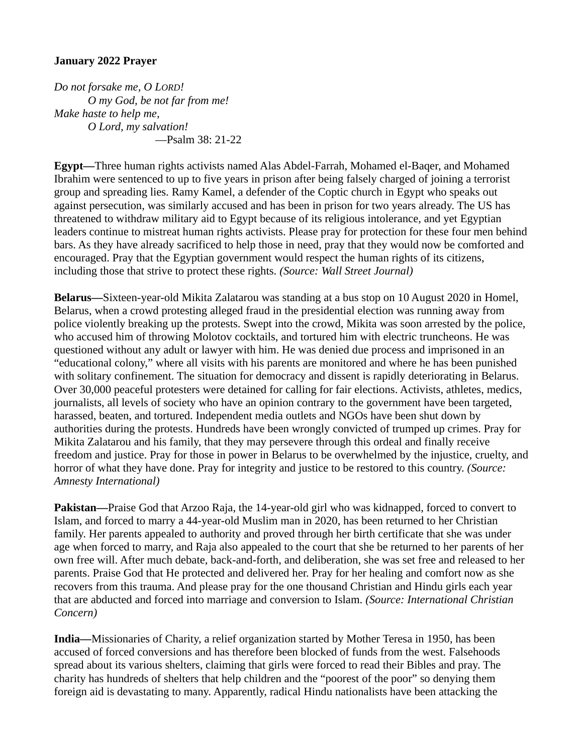**January 2022 Prayer**

*Do not forsake me, O LORD!*
*O my God, be not far from me!*
*Make haste to help me,*
*O Lord, my salvation!*
—Psalm 38: 21-22

**Egypt—**Three human rights activists named Alas Abdel-Farrah, Mohamed el-Baqer, and Mohamed Ibrahim were sentenced to up to five years in prison after being falsely charged of joining a terrorist group and spreading lies. Ramy Kamel, a defender of the Coptic church in Egypt who speaks out against persecution, was similarly accused and has been in prison for two years already. The US has threatened to withdraw military aid to Egypt because of its religious intolerance, and yet Egyptian leaders continue to mistreat human rights activists. Please pray for protection for these four men behind bars. As they have already sacrificed to help those in need, pray that they would now be comforted and encouraged. Pray that the Egyptian government would respect the human rights of its citizens, including those that strive to protect these rights. *(Source: Wall Street Journal)*

**Belarus—**Sixteen-year-old Mikita Zalatarou was standing at a bus stop on 10 August 2020 in Homel, Belarus, when a crowd protesting alleged fraud in the presidential election was running away from police violently breaking up the protests. Swept into the crowd, Mikita was soon arrested by the police, who accused him of throwing Molotov cocktails, and tortured him with electric truncheons. He was questioned without any adult or lawyer with him. He was denied due process and imprisoned in an "educational colony," where all visits with his parents are monitored and where he has been punished with solitary confinement. The situation for democracy and dissent is rapidly deteriorating in Belarus. Over 30,000 peaceful protesters were detained for calling for fair elections. Activists, athletes, medics, journalists, all levels of society who have an opinion contrary to the government have been targeted, harassed, beaten, and tortured. Independent media outlets and NGOs have been shut down by authorities during the protests. Hundreds have been wrongly convicted of trumped up crimes. Pray for Mikita Zalatarou and his family, that they may persevere through this ordeal and finally receive freedom and justice. Pray for those in power in Belarus to be overwhelmed by the injustice, cruelty, and horror of what they have done. Pray for integrity and justice to be restored to this country. *(Source: Amnesty International)*

**Pakistan—**Praise God that Arzoo Raja, the 14-year-old girl who was kidnapped, forced to convert to Islam, and forced to marry a 44-year-old Muslim man in 2020, has been returned to her Christian family. Her parents appealed to authority and proved through her birth certificate that she was under age when forced to marry, and Raja also appealed to the court that she be returned to her parents of her own free will. After much debate, back-and-forth, and deliberation, she was set free and released to her parents. Praise God that He protected and delivered her. Pray for her healing and comfort now as she recovers from this trauma. And please pray for the one thousand Christian and Hindu girls each year that are abducted and forced into marriage and conversion to Islam. *(Source: International Christian Concern)*

**India—**Missionaries of Charity, a relief organization started by Mother Teresa in 1950, has been accused of forced conversions and has therefore been blocked of funds from the west. Falsehoods spread about its various shelters, claiming that girls were forced to read their Bibles and pray. The charity has hundreds of shelters that help children and the "poorest of the poor" so denying them foreign aid is devastating to many. Apparently, radical Hindu nationalists have been attacking the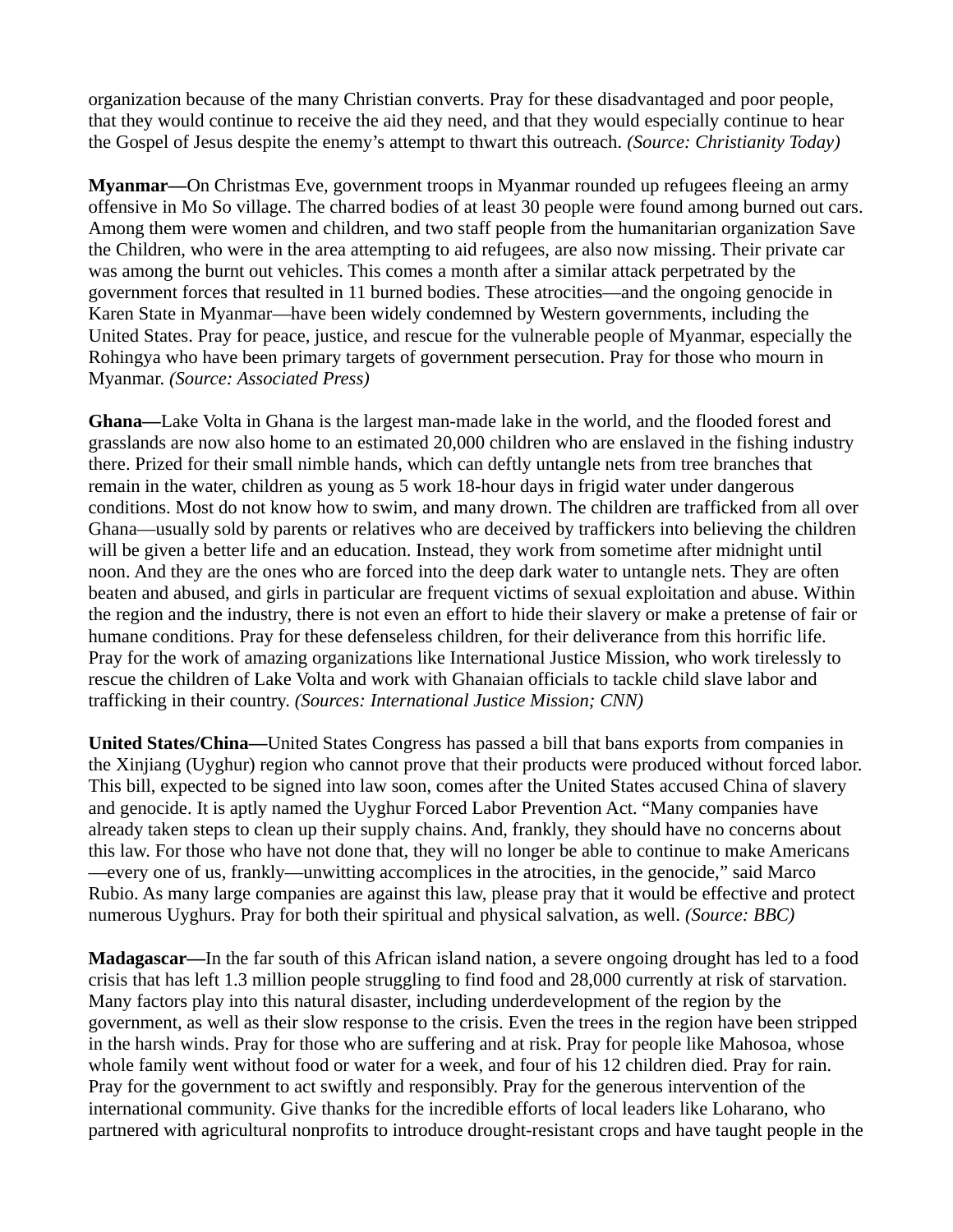organization because of the many Christian converts. Pray for these disadvantaged and poor people, that they would continue to receive the aid they need, and that they would especially continue to hear the Gospel of Jesus despite the enemy's attempt to thwart this outreach. *(Source: Christianity Today)*

**Myanmar—**On Christmas Eve, government troops in Myanmar rounded up refugees fleeing an army offensive in Mo So village. The charred bodies of at least 30 people were found among burned out cars. Among them were women and children, and two staff people from the humanitarian organization Save the Children, who were in the area attempting to aid refugees, are also now missing. Their private car was among the burnt out vehicles. This comes a month after a similar attack perpetrated by the government forces that resulted in 11 burned bodies. These atrocities—and the ongoing genocide in Karen State in Myanmar—have been widely condemned by Western governments, including the United States. Pray for peace, justice, and rescue for the vulnerable people of Myanmar, especially the Rohingya who have been primary targets of government persecution. Pray for those who mourn in Myanmar. *(Source: Associated Press)*

**Ghana—**Lake Volta in Ghana is the largest man-made lake in the world, and the flooded forest and grasslands are now also home to an estimated 20,000 children who are enslaved in the fishing industry there. Prized for their small nimble hands, which can deftly untangle nets from tree branches that remain in the water, children as young as 5 work 18-hour days in frigid water under dangerous conditions. Most do not know how to swim, and many drown. The children are trafficked from all over Ghana—usually sold by parents or relatives who are deceived by traffickers into believing the children will be given a better life and an education. Instead, they work from sometime after midnight until noon. And they are the ones who are forced into the deep dark water to untangle nets. They are often beaten and abused, and girls in particular are frequent victims of sexual exploitation and abuse. Within the region and the industry, there is not even an effort to hide their slavery or make a pretense of fair or humane conditions. Pray for these defenseless children, for their deliverance from this horrific life. Pray for the work of amazing organizations like International Justice Mission, who work tirelessly to rescue the children of Lake Volta and work with Ghanaian officials to tackle child slave labor and trafficking in their country. *(Sources: International Justice Mission; CNN)*

**United States/China—**United States Congress has passed a bill that bans exports from companies in the Xinjiang (Uyghur) region who cannot prove that their products were produced without forced labor. This bill, expected to be signed into law soon, comes after the United States accused China of slavery and genocide. It is aptly named the Uyghur Forced Labor Prevention Act. "Many companies have already taken steps to clean up their supply chains. And, frankly, they should have no concerns about this law. For those who have not done that, they will no longer be able to continue to make Americans —every one of us, frankly—unwitting accomplices in the atrocities, in the genocide," said Marco Rubio. As many large companies are against this law, please pray that it would be effective and protect numerous Uyghurs. Pray for both their spiritual and physical salvation, as well. *(Source: BBC)*

**Madagascar—**In the far south of this African island nation, a severe ongoing drought has led to a food crisis that has left 1.3 million people struggling to find food and 28,000 currently at risk of starvation. Many factors play into this natural disaster, including underdevelopment of the region by the government, as well as their slow response to the crisis. Even the trees in the region have been stripped in the harsh winds. Pray for those who are suffering and at risk. Pray for people like Mahosoa, whose whole family went without food or water for a week, and four of his 12 children died. Pray for rain. Pray for the government to act swiftly and responsibly. Pray for the generous intervention of the international community. Give thanks for the incredible efforts of local leaders like Loharano, who partnered with agricultural nonprofits to introduce drought-resistant crops and have taught people in the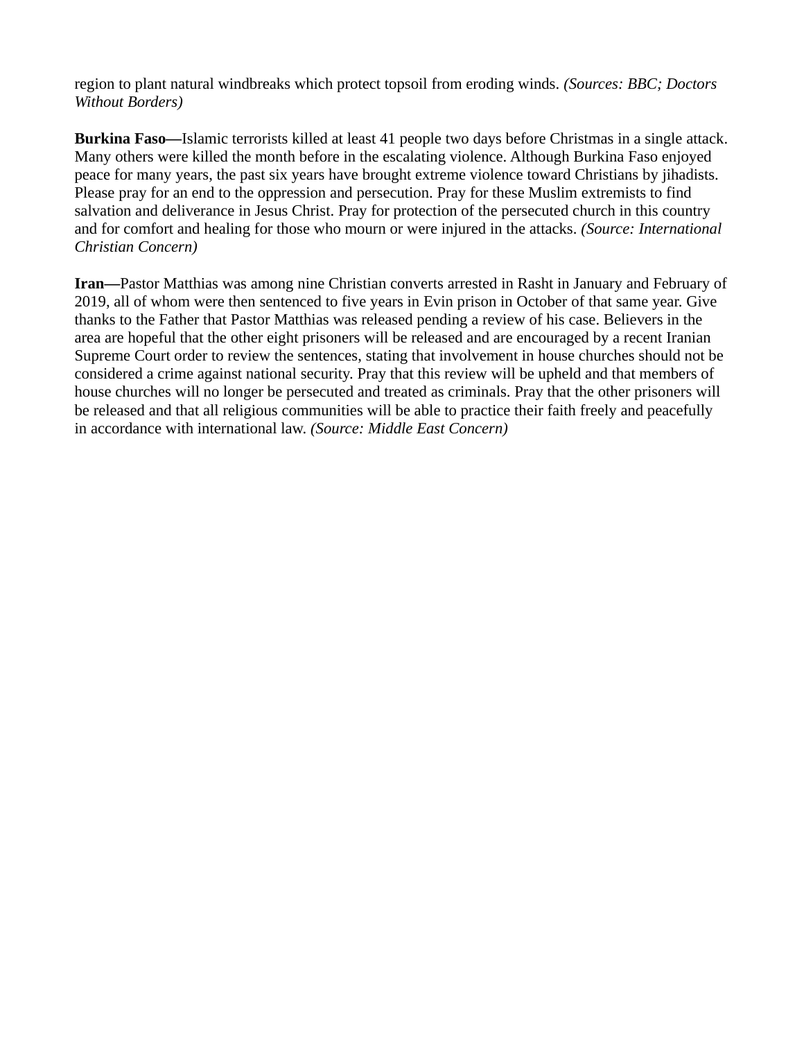region to plant natural windbreaks which protect topsoil from eroding winds. *(Sources: BBC; Doctors Without Borders)*

**Burkina Faso—**Islamic terrorists killed at least 41 people two days before Christmas in a single attack. Many others were killed the month before in the escalating violence. Although Burkina Faso enjoyed peace for many years, the past six years have brought extreme violence toward Christians by jihadists. Please pray for an end to the oppression and persecution. Pray for these Muslim extremists to find salvation and deliverance in Jesus Christ. Pray for protection of the persecuted church in this country and for comfort and healing for those who mourn or were injured in the attacks. *(Source: International Christian Concern)*

**Iran—**Pastor Matthias was among nine Christian converts arrested in Rasht in January and February of 2019, all of whom were then sentenced to five years in Evin prison in October of that same year. Give thanks to the Father that Pastor Matthias was released pending a review of his case. Believers in the area are hopeful that the other eight prisoners will be released and are encouraged by a recent Iranian Supreme Court order to review the sentences, stating that involvement in house churches should not be considered a crime against national security. Pray that this review will be upheld and that members of house churches will no longer be persecuted and treated as criminals. Pray that the other prisoners will be released and that all religious communities will be able to practice their faith freely and peacefully in accordance with international law. *(Source: Middle East Concern)*